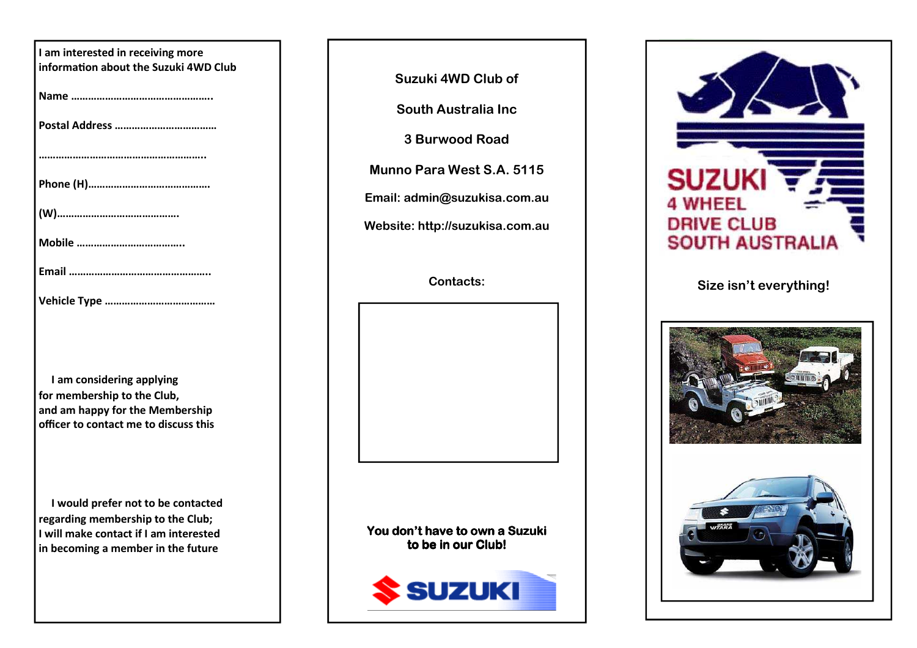I am interested in receiving more information about the Suzuki 4WD Club

Name ………………………………………….

Postal Address ………………………………

………………………………………………….

Phone (H)……………………………………

(W)……………………………………

Mobile ……………………………….

Email ………………………………………….

Vehicle Type …………………………………

I am considering applying for membership to the Club, and am happy for the Membership officer to contact me to discuss this

I would prefer not to be contacted regarding membership to the Club; I will make contact if I am interested in becoming a member in the future

Suzuki 4WD Club of

South Australia Inc

3 Burwood Road

Munno Para West S.A. 5115

Email: admin@suzukisa.com.au

Website: http://suzukisa.com.au

Contacts:

**You don't have to own a Suzuki to be in our Club!**

SUZUKI

SUZUKI
4 WHEEL
DRIVE CLUB
SOUTH AUSTRALIA

Size isn't everything!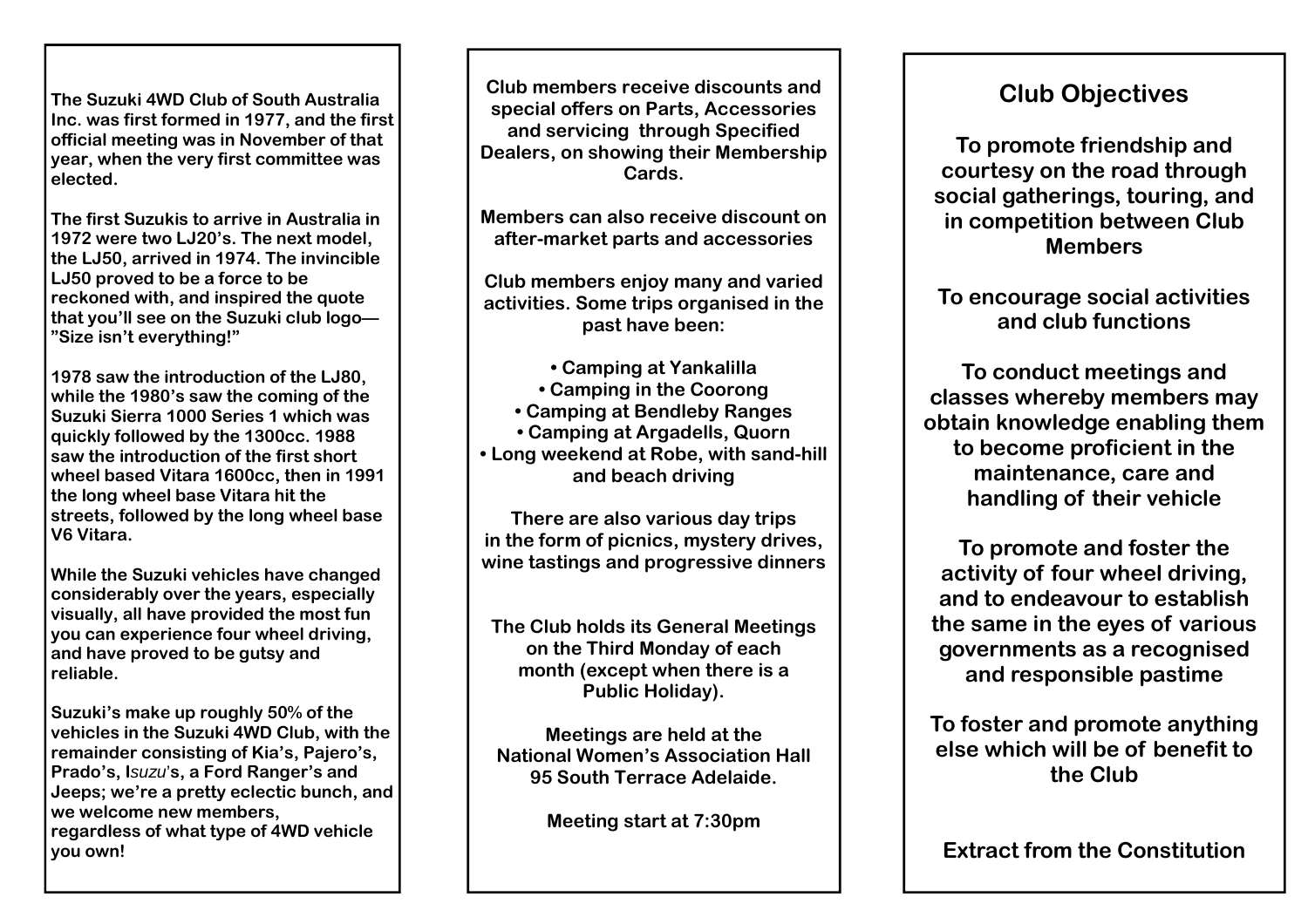**The Suzuki 4WD Club of South Australia Inc. was first formed in 1977, and the first official meeting was in November of that year, when the very first committee was elected.**

**The first Suzukis to arrive in Australia in 1972 were two LJ20's. The next model, the LJ50, arrived in 1974. The invincible LJ50 proved to be a force to be reckoned with, and inspired the quote that you'll see on the Suzuki club logo—"Size isn't everything!"**

**1978 saw the introduction of the LJ80, while the 1980's saw the coming of the Suzuki Sierra 1000 Series 1 which was quickly followed by the 1300cc. 1988 saw the introduction of the first short wheel based Vitara 1600cc, then in 1991 the long wheel base Vitara hit the streets, followed by the long wheel base V6 Vitara.**

**While the Suzuki vehicles have changed considerably over the years, especially visually, all have provided the most fun you can experience four wheel driving, and have proved to be gutsy and reliable.**

**Suzuki's make up roughly 50% of the vehicles in the Suzuki 4WD Club, with the remainder consisting of Kia's, Pajero's, Prado's, I*suzu*'s, a Ford Ranger's and Jeeps; we're a pretty eclectic bunch, and we welcome new members, regardless of what type of 4WD vehicle you own!**

**Club members receive discounts and special offers on Parts, Accessories and servicing through Specified Dealers, on showing their Membership Cards.**

**Members can also receive discount on after-market parts and accessories**

**Club members enjoy many and varied activities. Some trips organised in the past have been:**

- **Camping at Yankalilla**
- **Camping in the Coorong**
- **Camping at Bendleby Ranges**
- **Camping at Argadells, Quorn**
- **Long weekend at Robe, with sand-hill and beach driving**

**There are also various day trips in the form of picnics, mystery drives, wine tastings and progressive dinners**

**The Club holds its General Meetings on the Third Monday of each month (except when there is a Public Holiday).**

**Meetings are held at the National Women's Association Hall 95 South Terrace Adelaide.**

**Meeting start at 7:30pm**

## Club Objectives

**To promote friendship and courtesy on the road through social gatherings, touring, and in competition between Club Members**

**To encourage social activities and club functions**

**To conduct meetings and classes whereby members may obtain knowledge enabling them to become proficient in the maintenance, care and handling of their vehicle**

**To promote and foster the activity of four wheel driving, and to endeavour to establish the same in the eyes of various governments as a recognised and responsible pastime**

**To foster and promote anything else which will be of benefit to the Club**

**Extract from the Constitution**